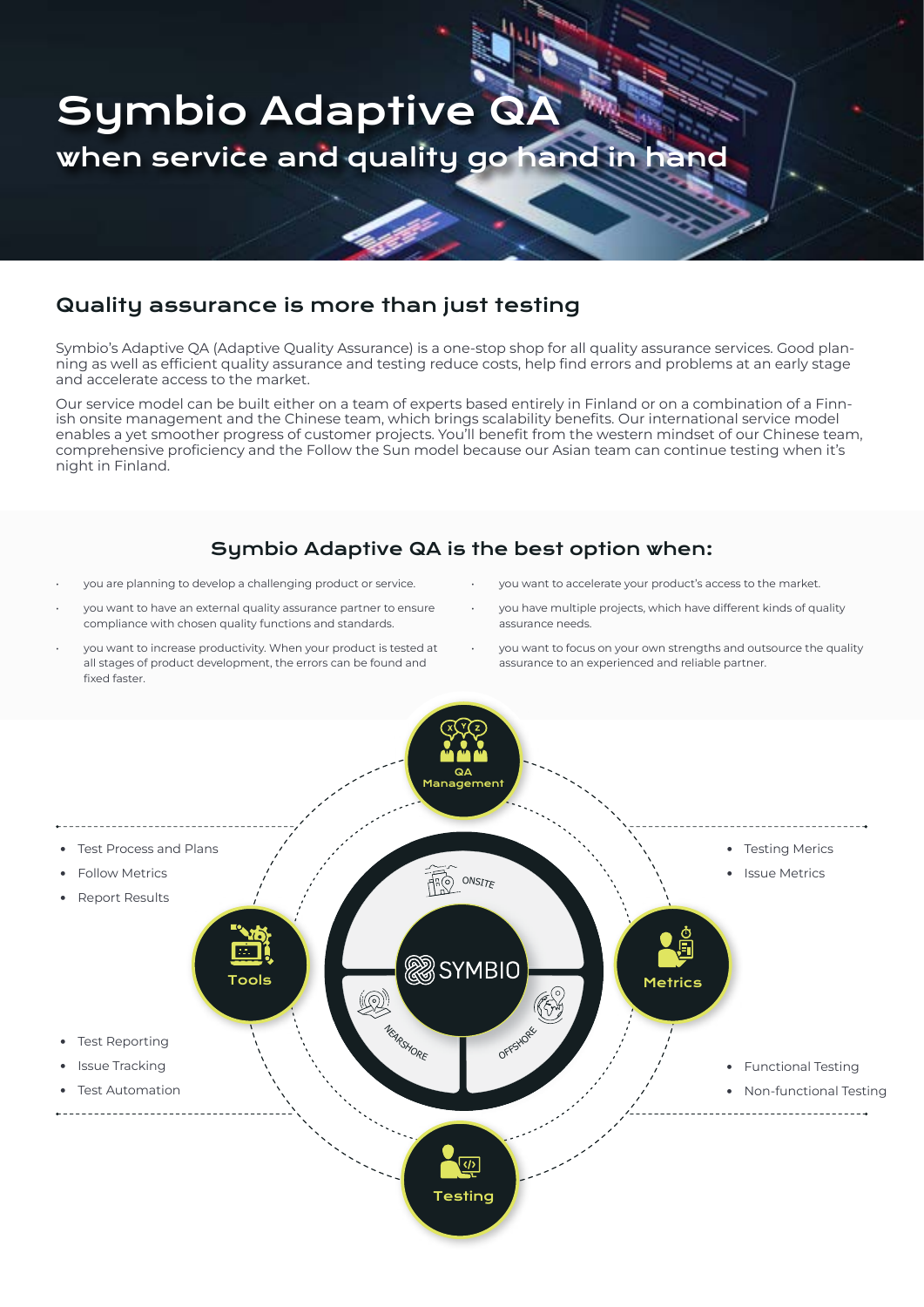# Symbio Adaptive QA

## when service and quality go hand in hand

## Quality assurance is more than just testing

Symbio's Adaptive QA (Adaptive Quality Assurance) is a one-stop shop for all quality assurance services. Good planning as well as efficient quality assurance and testing reduce costs, help find errors and problems at an early stage and accelerate access to the market.

Our service model can be built either on a team of experts based entirely in Finland or on a combination of a Finnish onsite management and the Chinese team, which brings scalability benefits. Our international service model enables a yet smoother progress of customer projects. You'll benefit from the western mindset of our Chinese team, comprehensive proficiency and the Follow the Sun model because our Asian team can continue testing when it's night in Finland.

## Symbio Adaptive QA is the best option when:

- you are planning to develop a challenging product or service.
- you want to have an external quality assurance partner to ensure compliance with chosen quality functions and standards.
- you want to increase productivity. When your product is tested at all stages of product development, the errors can be found and fixed faster.
- you want to accelerate your product's access to the market.
- you have multiple projects, which have different kinds of quality assurance needs.
- you want to focus on your own strengths and outsource the quality assurance to an experienced and reliable partner.

QA Management

- Test Process and Plans
- Follow Metrics
- Report Results

- Testing Merics
- Issue Metrics

Tools

SYMBIO

ONSITE

NEARSHORE

OFFSHORE

Metrics

- Test Reporting
- Issue Tracking
- Test Automation

- Functional Testing
- Non-functional Testing

Testing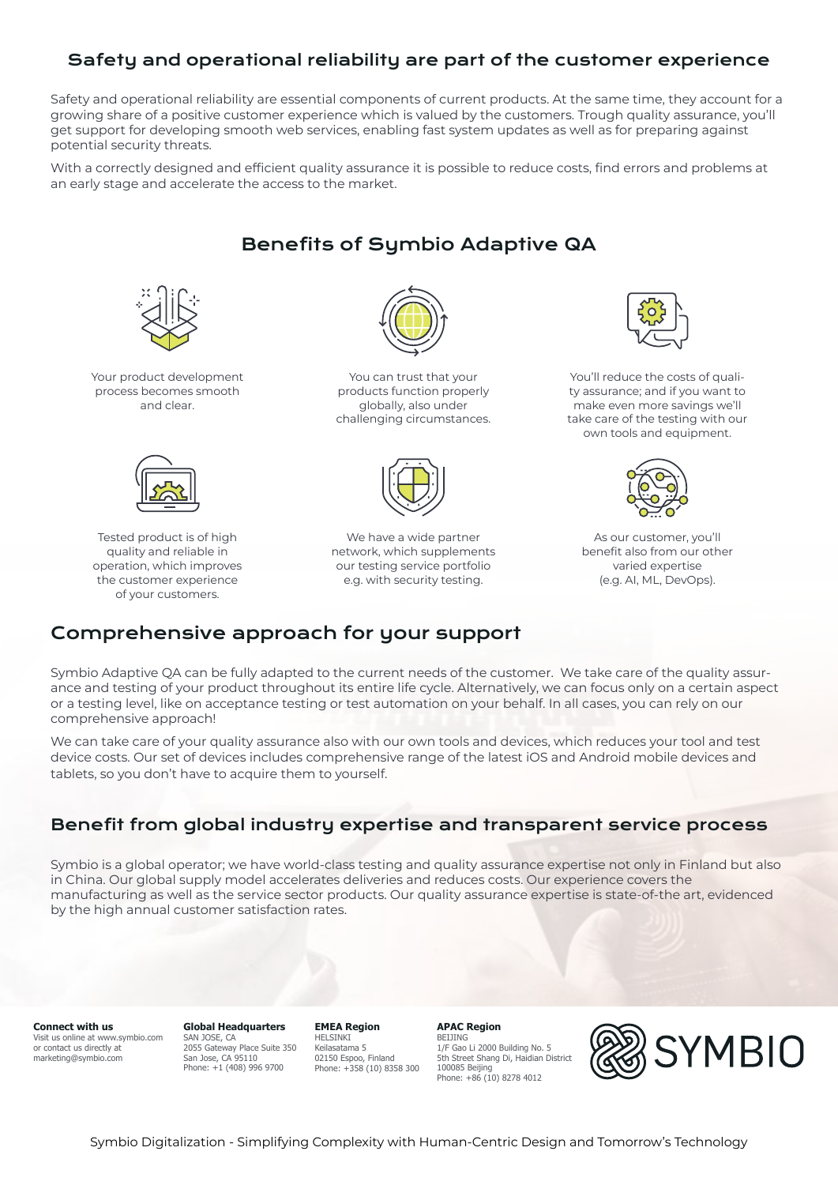## Safety and operational reliability are part of the customer experience

Safety and operational reliability are essential components of current products. At the same time, they account for a growing share of a positive customer experience which is valued by the customers. Trough quality assurance, you'll get support for developing smooth web services, enabling fast system updates as well as for preparing against potential security threats.

With a correctly designed and efficient quality assurance it is possible to reduce costs, find errors and problems at an early stage and accelerate the access to the market.

## Benefits of Symbio Adaptive QA

Your product development process becomes smooth and clear.

You can trust that your products function properly globally, also under challenging circumstances.

You'll reduce the costs of quality assurance; and if you want to make even more savings we'll take care of the testing with our own tools and equipment.

Tested product is of high quality and reliable in operation, which improves the customer experience of your customers.

We have a wide partner network, which supplements our testing service portfolio e.g. with security testing.

As our customer, you'll benefit also from our other varied expertise (e.g. AI, ML, DevOps).

## Comprehensive approach for your support

Symbio Adaptive QA can be fully adapted to the current needs of the customer. We take care of the quality assurance and testing of your product throughout its entire life cycle. Alternatively, we can focus only on a certain aspect or a testing level, like on acceptance testing or test automation on your behalf. In all cases, you can rely on our comprehensive approach!

We can take care of your quality assurance also with our own tools and devices, which reduces your tool and test device costs. Our set of devices includes comprehensive range of the latest iOS and Android mobile devices and tablets, so you don't have to acquire them to yourself.

## Benefit from global industry expertise and transparent service process

Symbio is a global operator; we have world-class testing and quality assurance expertise not only in Finland but also in China. Our global supply model accelerates deliveries and reduces costs. Our experience covers the manufacturing as well as the service sector products. Our quality assurance expertise is state-of-the art, evidenced by the high annual customer satisfaction rates.

**Connect with us**
Visit us online at www.symbio.com
or contact us directly at
marketing@symbio.com

**Global Headquarters**
SAN JOSE, CA
2055 Gateway Place Suite 350
San Jose, CA 95110
Phone: +1 (408) 996 9700

**EMEA Region**
HELSINKI
Keilasatama 5
02150 Espoo, Finland
Phone: +358 (10) 8358 300

**APAC Region**
BEIJING
1/F Gao Li 2000 Building No. 5
5th Street Shang Di, Haidian District
100085 Beijing
Phone: +86 (10) 8278 4012

SYMBIO

Symbio Digitalization - Simplifying Complexity with Human-Centric Design and Tomorrow's Technology